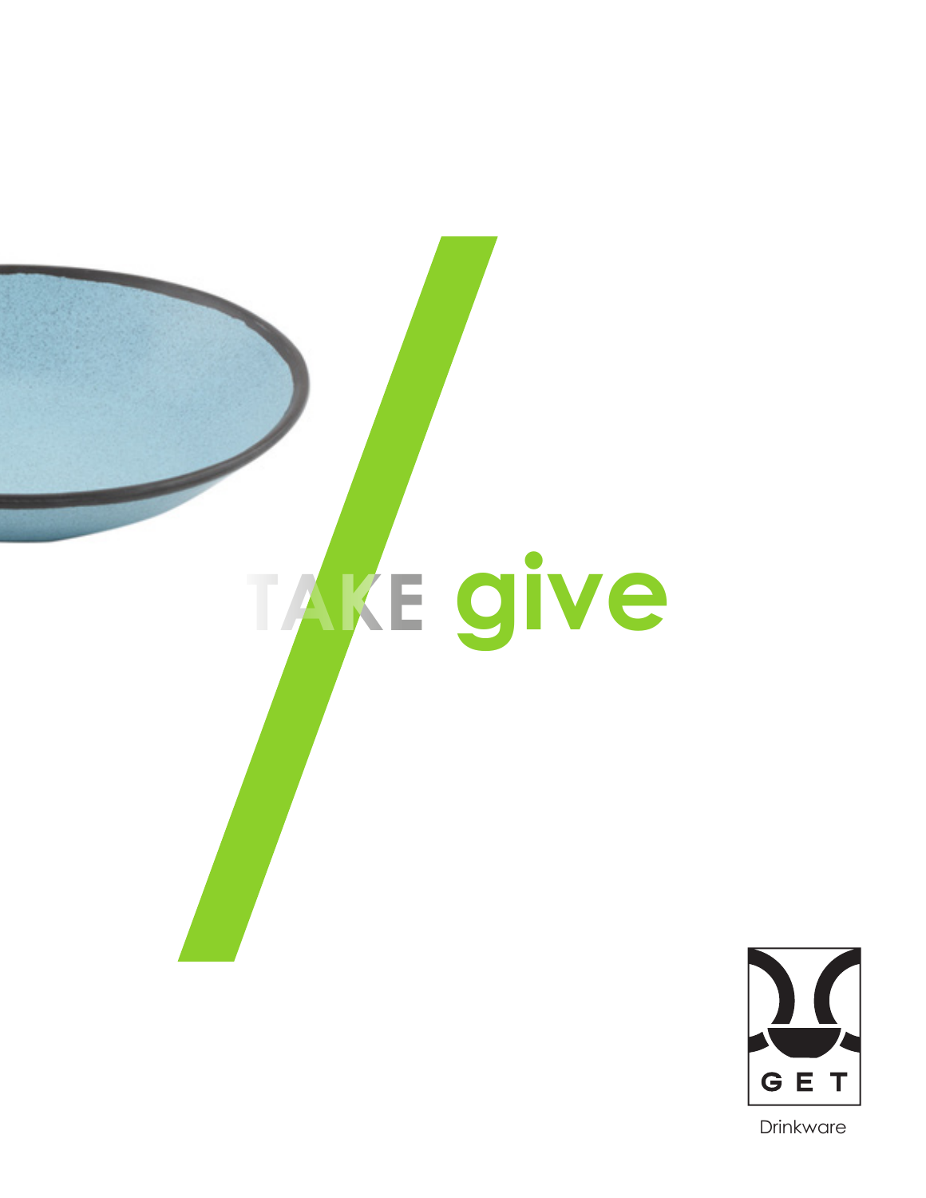# TAKE give

GET

Drinkware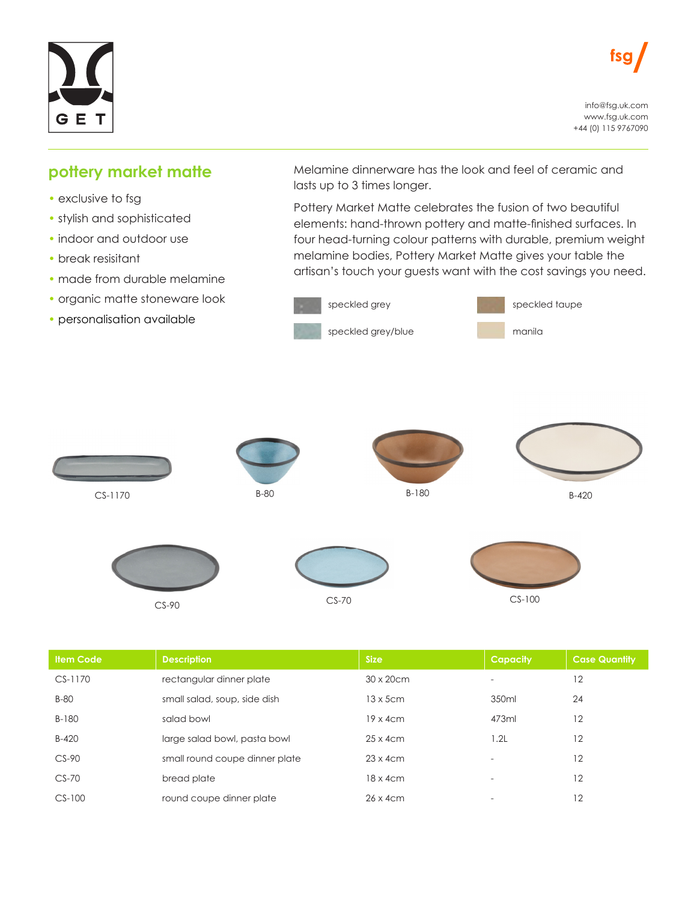GET

fsg

info@fsg.uk.com
www.fsg.uk.com
+44 (0) 115 9767090

## pottery market matte

- exclusive to fsg
- stylish and sophisticated
- indoor and outdoor use
- break resisitant
- made from durable melamine
- organic matte stoneware look
- personalisation available

Melamine dinnerware has the look and feel of ceramic and lasts up to 3 times longer.

Pottery Market Matte celebrates the fusion of two beautiful elements: hand-thrown pottery and matte-finished surfaces. In four head-turning colour patterns with durable, premium weight melamine bodies, Pottery Market Matte gives your table the artisan's touch your guests want with the cost savings you need.

- speckled grey
- speckled taupe
- speckled grey/blue
- manila

CS-1170 B-80 B-180 B-420

CS-90 CS-70 CS-100

| Item Code | Description | Size | Capacity | Case Quantity |
|---|---|---|---|---|
| CS-1170 | rectangular dinner plate | 30 x 20cm | - | 12 |
| B-80 | small salad, soup, side dish | 13 x 5cm | 350ml | 24 |
| B-180 | salad bowl | 19 x 4cm | 473ml | 12 |
| B-420 | large salad bowl, pasta bowl | 25 x 4cm | 1.2L | 12 |
| CS-90 | small round coupe dinner plate | 23 x 4cm | - | 12 |
| CS-70 | bread plate | 18 x 4cm | - | 12 |
| CS-100 | round coupe dinner plate | 26 x 4cm | - | 12 |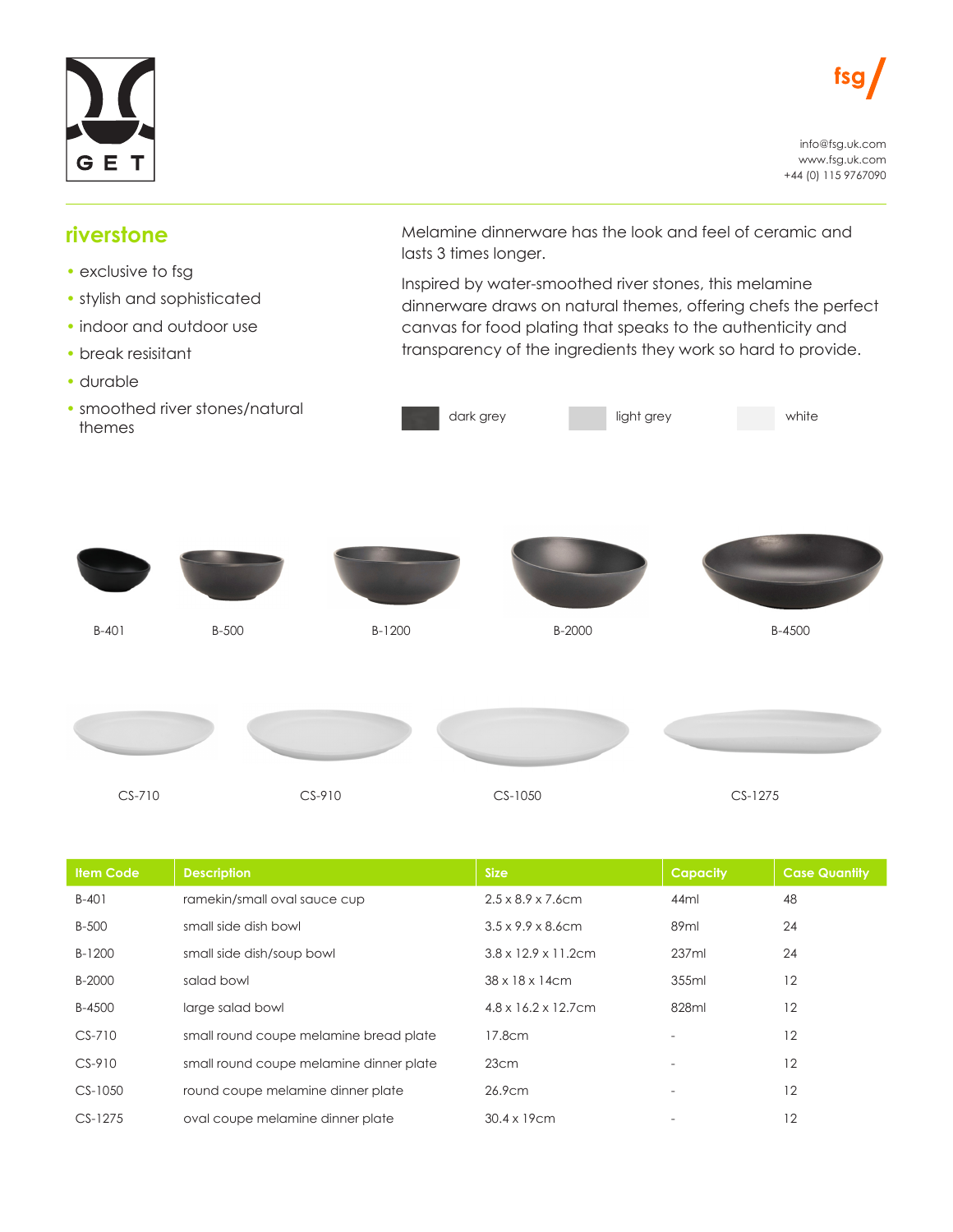GET

fsg

info@fsg.uk.com
www.fsg.uk.com
+44 (0) 115 9767090

## riverstone

- exclusive to fsg
- stylish and sophisticated
- indoor and outdoor use
- break resisitant
- durable
- smoothed river stones/natural themes

Melamine dinnerware has the look and feel of ceramic and lasts 3 times longer.

Inspired by water-smoothed river stones, this melamine dinnerware draws on natural themes, offering chefs the perfect canvas for food plating that speaks to the authenticity and transparency of the ingredients they work so hard to provide.

dark grey    light grey    white

B-401    B-500    B-1200    B-2000    B-4500

CS-710    CS-910    CS-1050    CS-1275

| Item Code | Description | Size | Capacity | Case Quantity |
|---|---|---|---|---|
| B-401 | ramekin/small oval sauce cup | 2.5 x 8.9 x 7.6cm | 44ml | 48 |
| B-500 | small side dish bowl | 3.5 x 9.9 x 8.6cm | 89ml | 24 |
| B-1200 | small side dish/soup bowl | 3.8 x 12.9 x 11.2cm | 237ml | 24 |
| B-2000 | salad bowl | 38 x 18 x 14cm | 355ml | 12 |
| B-4500 | large salad bowl | 4.8 x 16.2 x 12.7cm | 828ml | 12 |
| CS-710 | small round coupe melamine bread plate | 17.8cm | - | 12 |
| CS-910 | small round coupe melamine dinner plate | 23cm | - | 12 |
| CS-1050 | round coupe melamine dinner plate | 26.9cm | - | 12 |
| CS-1275 | oval coupe melamine dinner plate | 30.4 x 19cm | - | 12 |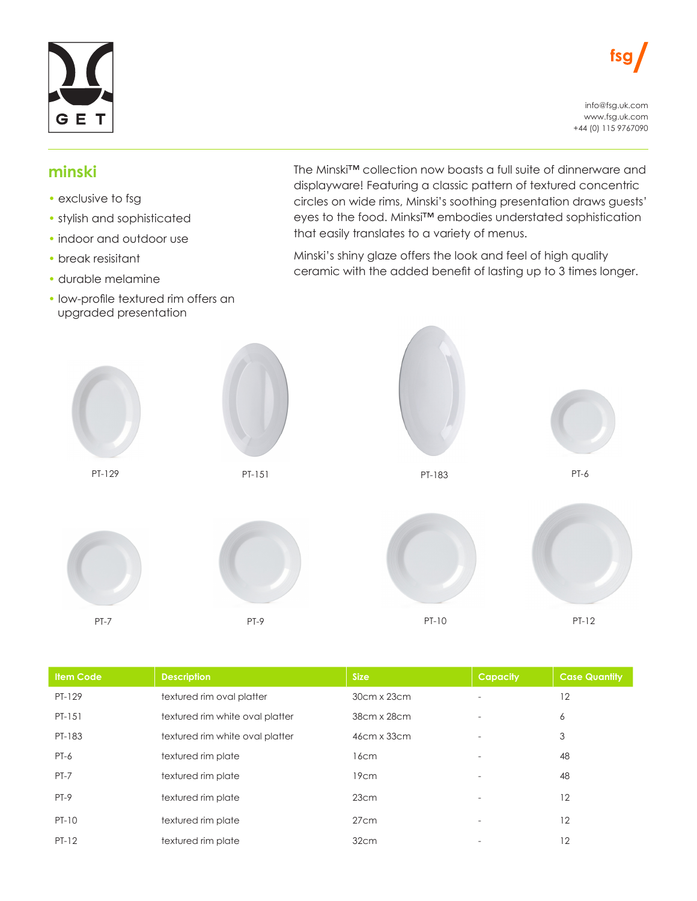GET

fsg

info@fsg.uk.com
www.fsg.uk.com
+44 (0) 115 9767090

## minski

- exclusive to fsg
- stylish and sophisticated
- indoor and outdoor use
- break resisitant
- durable melamine
- low-profile textured rim offers an upgraded presentation

The Minski™ collection now boasts a full suite of dinnerware and displayware! Featuring a classic pattern of textured concentric circles on wide rims, Minski's soothing presentation draws guests' eyes to the food. Minksi™ embodies understated sophistication that easily translates to a variety of menus.

Minski's shiny glaze offers the look and feel of high quality ceramic with the added benefit of lasting up to 3 times longer.

PT-129

PT-151

PT-183

PT-6

PT-7

PT-9

PT-10

PT-12

| Item Code | Description | Size | Capacity | Case Quantity |
|---|---|---|---|---|
| PT-129 | textured rim oval platter | 30cm x 23cm | - | 12 |
| PT-151 | textured rim white oval platter | 38cm x 28cm | - | 6 |
| PT-183 | textured rim white oval platter | 46cm x 33cm | - | 3 |
| PT-6 | textured rim plate | 16cm | - | 48 |
| PT-7 | textured rim plate | 19cm | - | 48 |
| PT-9 | textured rim plate | 23cm | - | 12 |
| PT-10 | textured rim plate | 27cm | - | 12 |
| PT-12 | textured rim plate | 32cm | - | 12 |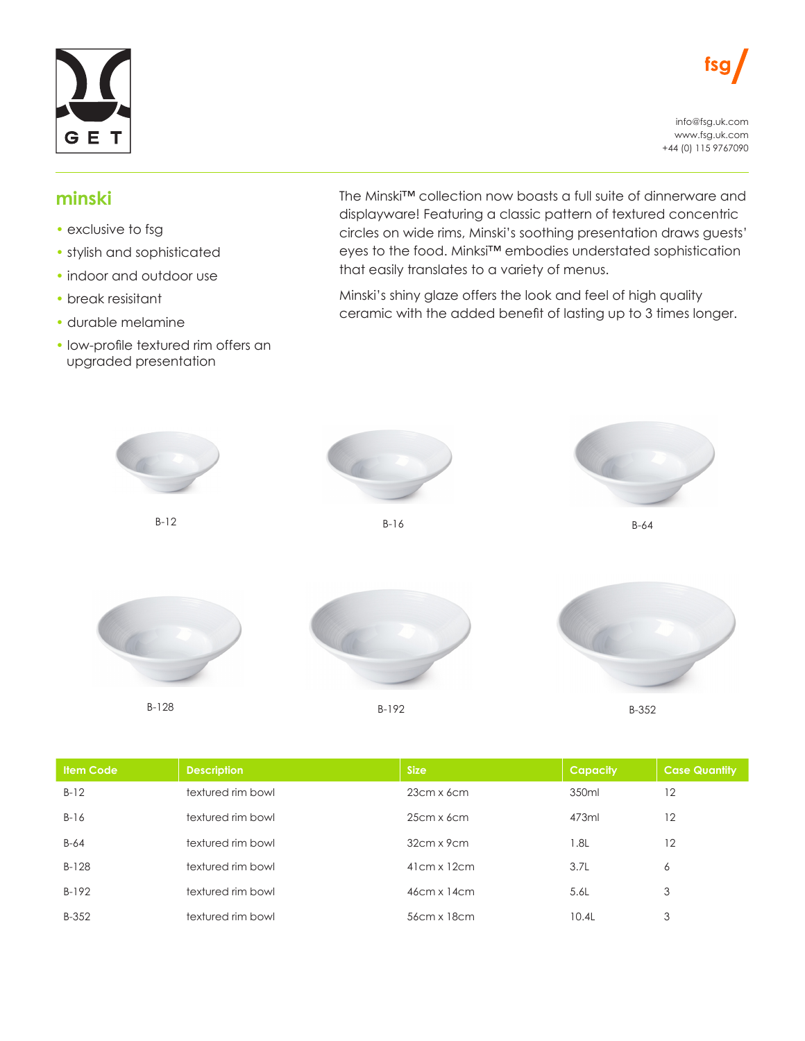GET

fsg

info@fsg.uk.com
www.fsg.uk.com
+44 (0) 115 9767090

## minski

- exclusive to fsg
- stylish and sophisticated
- indoor and outdoor use
- break resisitant
- durable melamine
- low-profile textured rim offers an upgraded presentation

The Minski™ collection now boasts a full suite of dinnerware and displayware! Featuring a classic pattern of textured concentric circles on wide rims, Minski's soothing presentation draws guests' eyes to the food. Minksi™ embodies understated sophistication that easily translates to a variety of menus.

Minski's shiny glaze offers the look and feel of high quality ceramic with the added benefit of lasting up to 3 times longer.

B-12

B-16

B-64

B-128

B-192

B-352

| Item Code | Description | Size | Capacity | Case Quantity |
|---|---|---|---|---|
| B-12 | textured rim bowl | 23cm x 6cm | 350ml | 12 |
| B-16 | textured rim bowl | 25cm x 6cm | 473ml | 12 |
| B-64 | textured rim bowl | 32cm x 9cm | 1.8L | 12 |
| B-128 | textured rim bowl | 41cm x 12cm | 3.7L | 6 |
| B-192 | textured rim bowl | 46cm x 14cm | 5.6L | 3 |
| B-352 | textured rim bowl | 56cm x 18cm | 10.4L | 3 |